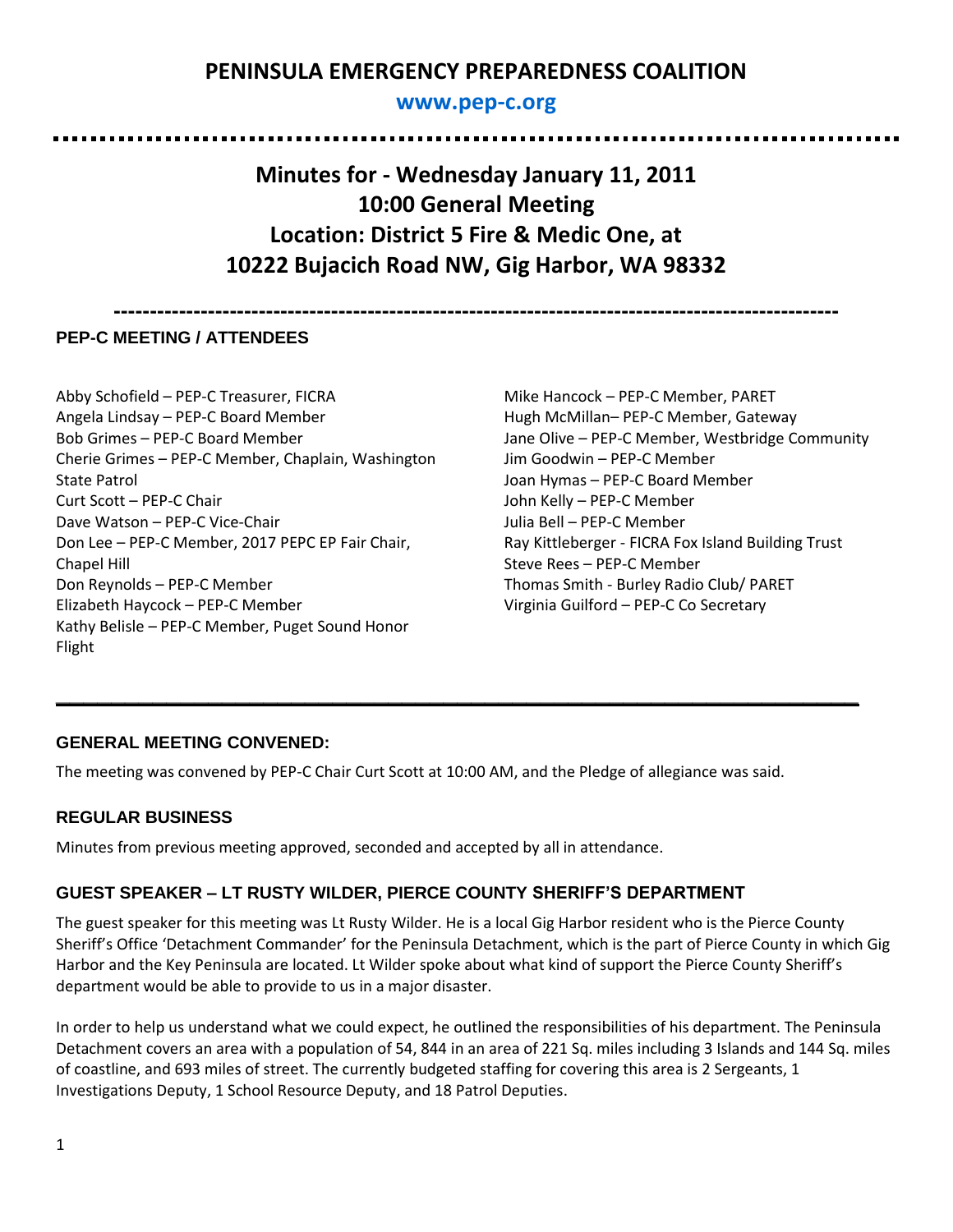# PENINSULA EMERGENCY PREPAREDNESS COALITION

**www.pep-c.org**

# Minutes for - Wednesday January 11, 2011
# 10:00 General Meeting
# Location: District 5 Fire & Medic One, at
# 10222 Bujacich Road NW, Gig Harbor, WA 98332

---

## PEP-C MEETING / ATTENDEES

Abby Schofield – PEP-C Treasurer, FICRA
Angela Lindsay – PEP-C Board Member
Bob Grimes – PEP-C Board Member
Cherie Grimes – PEP-C Member, Chaplain, Washington State Patrol
Curt Scott – PEP-C Chair
Dave Watson – PEP-C Vice-Chair
Don Lee – PEP-C Member, 2017 PEPC EP Fair Chair, Chapel Hill
Don Reynolds – PEP-C Member
Elizabeth Haycock – PEP-C Member
Kathy Belisle – PEP-C Member, Puget Sound Honor Flight
Mike Hancock – PEP-C Member, PARET
Hugh McMillan– PEP-C Member, Gateway
Jane Olive – PEP-C Member, Westbridge Community
Jim Goodwin – PEP-C Member
Joan Hymas – PEP-C Board Member
John Kelly – PEP-C Member
Julia Bell – PEP-C Member
Ray Kittleberger - FICRA Fox Island Building Trust
Steve Rees – PEP-C Member
Thomas Smith - Burley Radio Club/ PARET
Virginia Guilford – PEP-C Co Secretary

---

## GENERAL MEETING CONVENED:

The meeting was convened by PEP-C Chair Curt Scott at 10:00 AM, and the Pledge of allegiance was said.

## REGULAR BUSINESS

Minutes from previous meeting approved, seconded and accepted by all in attendance.

## GUEST SPEAKER – LT RUSTY WILDER, PIERCE COUNTY SHERIFF'S DEPARTMENT

The guest speaker for this meeting was Lt Rusty Wilder. He is a local Gig Harbor resident who is the Pierce County Sheriff's Office 'Detachment Commander' for the Peninsula Detachment, which is the part of Pierce County in which Gig Harbor and the Key Peninsula are located. Lt Wilder spoke about what kind of support the Pierce County Sheriff's department would be able to provide to us in a major disaster.

In order to help us understand what we could expect, he outlined the responsibilities of his department. The Peninsula Detachment covers an area with a population of 54, 844 in an area of 221 Sq. miles including 3 Islands and 144 Sq. miles of coastline, and 693 miles of street. The currently budgeted staffing for covering this area is 2 Sergeants, 1 Investigations Deputy, 1 School Resource Deputy, and 18 Patrol Deputies.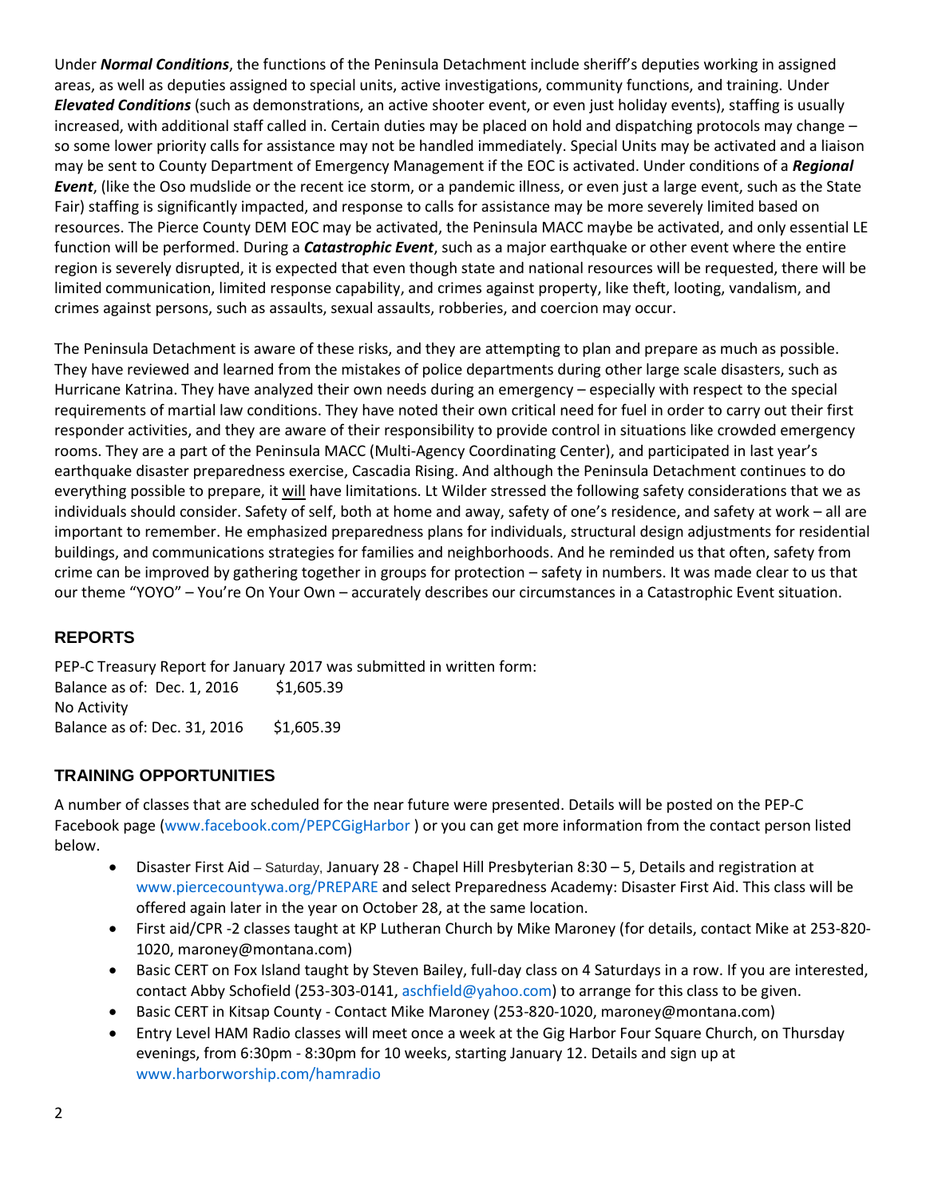Under ***Normal Conditions***, the functions of the Peninsula Detachment include sheriff's deputies working in assigned areas, as well as deputies assigned to special units, active investigations, community functions, and training. Under ***Elevated Conditions*** (such as demonstrations, an active shooter event, or even just holiday events), staffing is usually increased, with additional staff called in. Certain duties may be placed on hold and dispatching protocols may change – so some lower priority calls for assistance may not be handled immediately. Special Units may be activated and a liaison may be sent to County Department of Emergency Management if the EOC is activated. Under conditions of a ***Regional Event***, (like the Oso mudslide or the recent ice storm, or a pandemic illness, or even just a large event, such as the State Fair) staffing is significantly impacted, and response to calls for assistance may be more severely limited based on resources. The Pierce County DEM EOC may be activated, the Peninsula MACC maybe be activated, and only essential LE function will be performed. During a ***Catastrophic Event***, such as a major earthquake or other event where the entire region is severely disrupted, it is expected that even though state and national resources will be requested, there will be limited communication, limited response capability, and crimes against property, like theft, looting, vandalism, and crimes against persons, such as assaults, sexual assaults, robberies, and coercion may occur.

The Peninsula Detachment is aware of these risks, and they are attempting to plan and prepare as much as possible. They have reviewed and learned from the mistakes of police departments during other large scale disasters, such as Hurricane Katrina. They have analyzed their own needs during an emergency – especially with respect to the special requirements of martial law conditions. They have noted their own critical need for fuel in order to carry out their first responder activities, and they are aware of their responsibility to provide control in situations like crowded emergency rooms. They are a part of the Peninsula MACC (Multi-Agency Coordinating Center), and participated in last year's earthquake disaster preparedness exercise, Cascadia Rising. And although the Peninsula Detachment continues to do everything possible to prepare, it will have limitations. Lt Wilder stressed the following safety considerations that we as individuals should consider. Safety of self, both at home and away, safety of one's residence, and safety at work – all are important to remember. He emphasized preparedness plans for individuals, structural design adjustments for residential buildings, and communications strategies for families and neighborhoods. And he reminded us that often, safety from crime can be improved by gathering together in groups for protection – safety in numbers. It was made clear to us that our theme "YOYO" – You're On Your Own – accurately describes our circumstances in a Catastrophic Event situation.

## REPORTS

PEP-C Treasury Report for January 2017 was submitted in written form:
Balance as of: Dec. 1, 2016 $1,605.39
No Activity
Balance as of: Dec. 31, 2016 $1,605.39

## TRAINING OPPORTUNITIES

A number of classes that are scheduled for the near future were presented. Details will be posted on the PEP-C Facebook page (www.facebook.com/PEPCGigHarbor ) or you can get more information from the contact person listed below.

- Disaster First Aid – Saturday, January 28 - Chapel Hill Presbyterian 8:30 – 5, Details and registration at www.piercecountywa.org/PREPARE and select Preparedness Academy: Disaster First Aid. This class will be offered again later in the year on October 28, at the same location.
- First aid/CPR -2 classes taught at KP Lutheran Church by Mike Maroney (for details, contact Mike at 253-820-1020, maroney@montana.com)
- Basic CERT on Fox Island taught by Steven Bailey, full-day class on 4 Saturdays in a row. If you are interested, contact Abby Schofield (253-303-0141, aschfield@yahoo.com) to arrange for this class to be given.
- Basic CERT in Kitsap County - Contact Mike Maroney (253-820-1020, maroney@montana.com)
- Entry Level HAM Radio classes will meet once a week at the Gig Harbor Four Square Church, on Thursday evenings, from 6:30pm - 8:30pm for 10 weeks, starting January 12. Details and sign up at www.harborworship.com/hamradio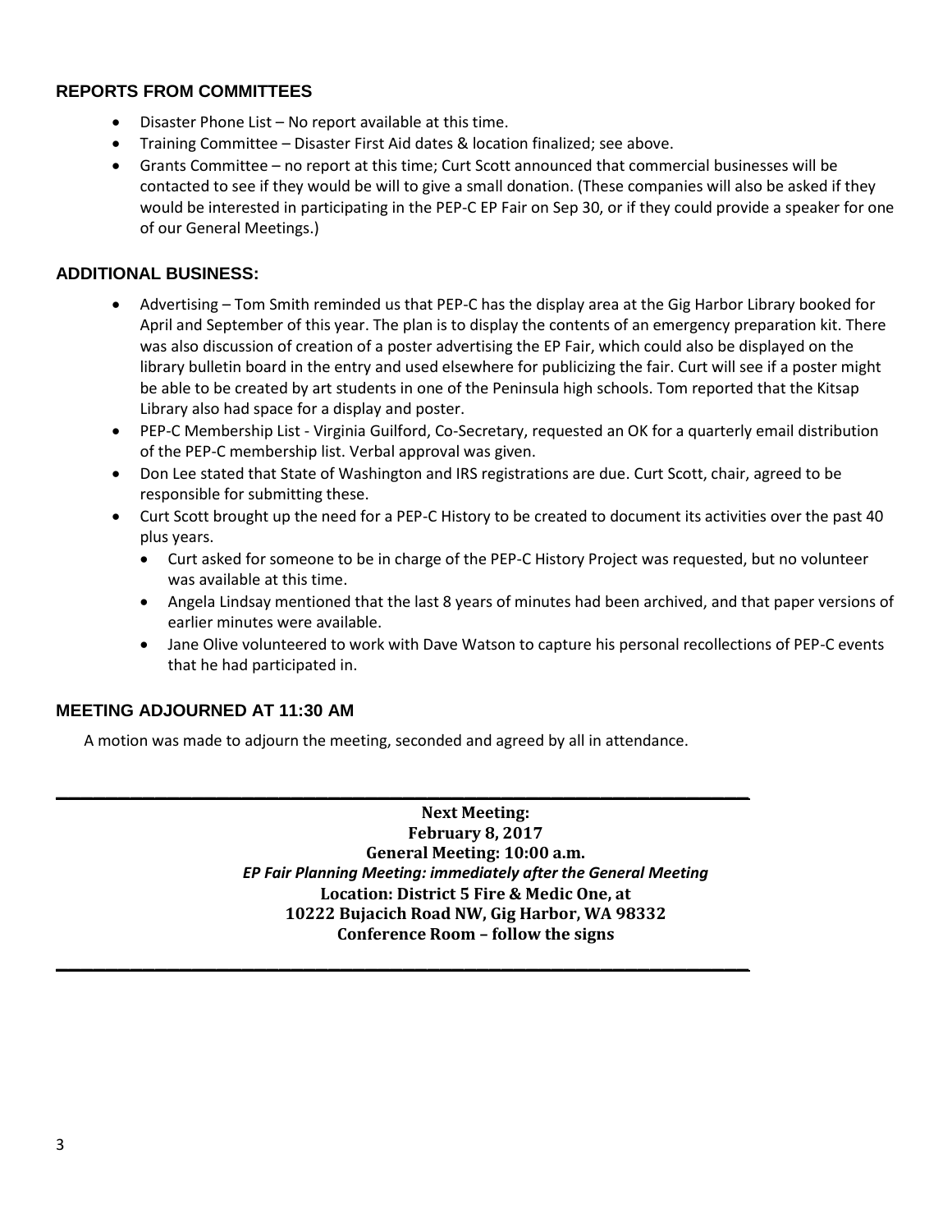## REPORTS FROM COMMITTEES

- Disaster Phone List – No report available at this time.
- Training Committee – Disaster First Aid dates & location finalized; see above.
- Grants Committee – no report at this time; Curt Scott announced that commercial businesses will be contacted to see if they would be will to give a small donation. (These companies will also be asked if they would be interested in participating in the PEP-C EP Fair on Sep 30, or if they could provide a speaker for one of our General Meetings.)

## ADDITIONAL BUSINESS:

- Advertising – Tom Smith reminded us that PEP-C has the display area at the Gig Harbor Library booked for April and September of this year. The plan is to display the contents of an emergency preparation kit. There was also discussion of creation of a poster advertising the EP Fair, which could also be displayed on the library bulletin board in the entry and used elsewhere for publicizing the fair. Curt will see if a poster might be able to be created by art students in one of the Peninsula high schools. Tom reported that the Kitsap Library also had space for a display and poster.
- PEP-C Membership List - Virginia Guilford, Co-Secretary, requested an OK for a quarterly email distribution of the PEP-C membership list. Verbal approval was given.
- Don Lee stated that State of Washington and IRS registrations are due. Curt Scott, chair, agreed to be responsible for submitting these.
- Curt Scott brought up the need for a PEP-C History to be created to document its activities over the past 40 plus years.
  - Curt asked for someone to be in charge of the PEP-C History Project was requested, but no volunteer was available at this time.
  - Angela Lindsay mentioned that the last 8 years of minutes had been archived, and that paper versions of earlier minutes were available.
  - Jane Olive volunteered to work with Dave Watson to capture his personal recollections of PEP-C events that he had participated in.

## MEETING ADJOURNED AT 11:30 AM

A motion was made to adjourn the meeting, seconded and agreed by all in attendance.

---

**Next Meeting:**
**February 8, 2017**
**General Meeting: 10:00 a.m.**
***EP Fair Planning Meeting: immediately after the General Meeting***
**Location: District 5 Fire & Medic One, at**
**10222 Bujacich Road NW, Gig Harbor, WA 98332**
**Conference Room – follow the signs**

---